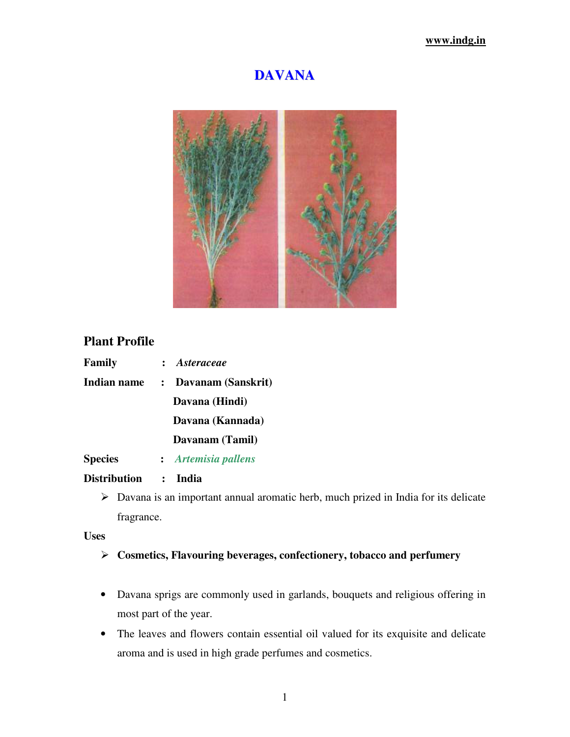# DAVANA

## Plant Profile

**Family** : *Asteraceae*

**Indian name** : **Davanam (Sanskrit)**

**Davana (Hindi)**

**Davana (Kannada)**

**Davanam (Tamil)**

**Species** : *Artemisia pallens*

**Distribution** : **India**

- Davana is an important annual aromatic herb, much prized in India for its delicate fragrance.

**Uses**

- **Cosmetics, Flavouring beverages, confectionery, tobacco and perfumery**

- Davana sprigs are commonly used in garlands, bouquets and religious offering in most part of the year.
- The leaves and flowers contain essential oil valued for its exquisite and delicate aroma and is used in high grade perfumes and cosmetics.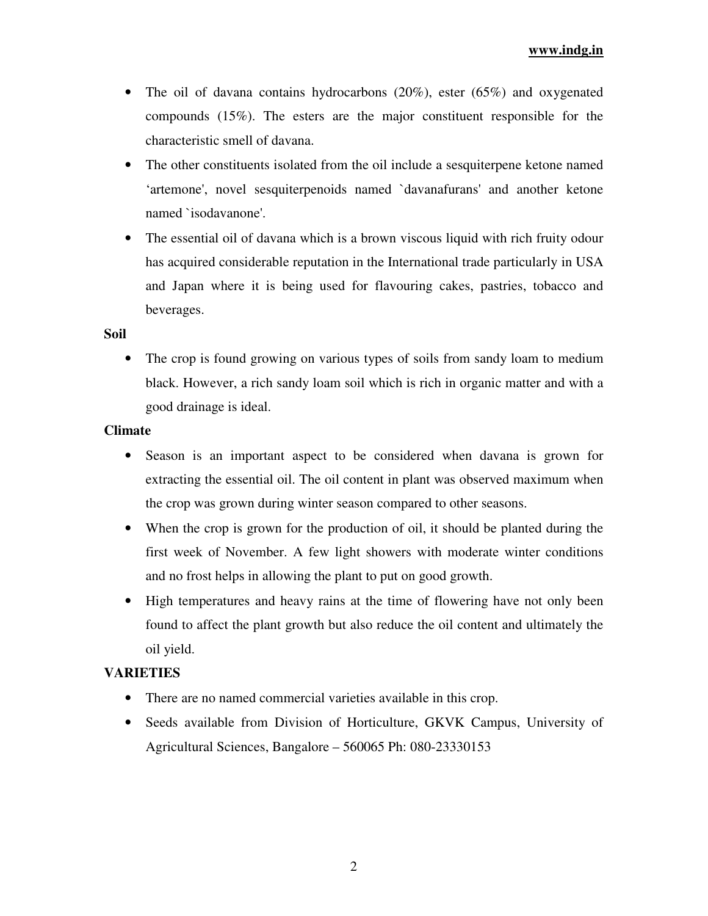- The oil of davana contains hydrocarbons (20%), ester (65%) and oxygenated compounds (15%). The esters are the major constituent responsible for the characteristic smell of davana.
- The other constituents isolated from the oil include a sesquiterpene ketone named 'artemone', novel sesquiterpenoids named `davanafurans' and another ketone named `isodavanone'.
- The essential oil of davana which is a brown viscous liquid with rich fruity odour has acquired considerable reputation in the International trade particularly in USA and Japan where it is being used for flavouring cakes, pastries, tobacco and beverages.

**Soil**

- The crop is found growing on various types of soils from sandy loam to medium black. However, a rich sandy loam soil which is rich in organic matter and with a good drainage is ideal.

**Climate**

- Season is an important aspect to be considered when davana is grown for extracting the essential oil. The oil content in plant was observed maximum when the crop was grown during winter season compared to other seasons.
- When the crop is grown for the production of oil, it should be planted during the first week of November. A few light showers with moderate winter conditions and no frost helps in allowing the plant to put on good growth.
- High temperatures and heavy rains at the time of flowering have not only been found to affect the plant growth but also reduce the oil content and ultimately the oil yield.

**VARIETIES**

- There are no named commercial varieties available in this crop.
- Seeds available from Division of Horticulture, GKVK Campus, University of Agricultural Sciences, Bangalore – 560065 Ph: 080-23330153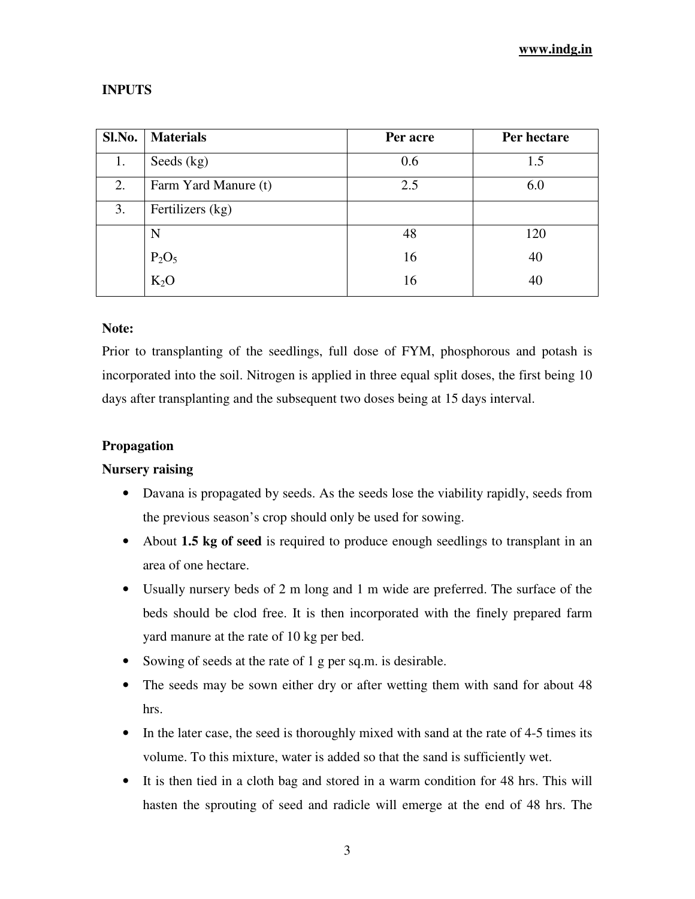## INPUTS

| Sl.No. | Materials | Per acre | Per hectare |
|---|---|---|---|
| 1. | Seeds (kg) | 0.6 | 1.5 |
| 2. | Farm Yard Manure (t) | 2.5 | 6.0 |
| 3. | Fertilizers (kg) | | |
| | N | 48 | 120 |
| | $P_2O_5$ | 16 | 40 |
| | $K_2O$ | 16 | 40 |

**Note:**

Prior to transplanting of the seedlings, full dose of FYM, phosphorous and potash is incorporated into the soil. Nitrogen is applied in three equal split doses, the first being 10 days after transplanting and the subsequent two doses being at 15 days interval.

### Propagation

#### Nursery raising

- Davana is propagated by seeds. As the seeds lose the viability rapidly, seeds from the previous season's crop should only be used for sowing.
- About **1.5 kg of seed** is required to produce enough seedlings to transplant in an area of one hectare.
- Usually nursery beds of 2 m long and 1 m wide are preferred. The surface of the beds should be clod free. It is then incorporated with the finely prepared farm yard manure at the rate of 10 kg per bed.
- Sowing of seeds at the rate of 1 g per sq.m. is desirable.
- The seeds may be sown either dry or after wetting them with sand for about 48 hrs.
- In the later case, the seed is thoroughly mixed with sand at the rate of 4-5 times its volume. To this mixture, water is added so that the sand is sufficiently wet.
- It is then tied in a cloth bag and stored in a warm condition for 48 hrs. This will hasten the sprouting of seed and radicle will emerge at the end of 48 hrs. The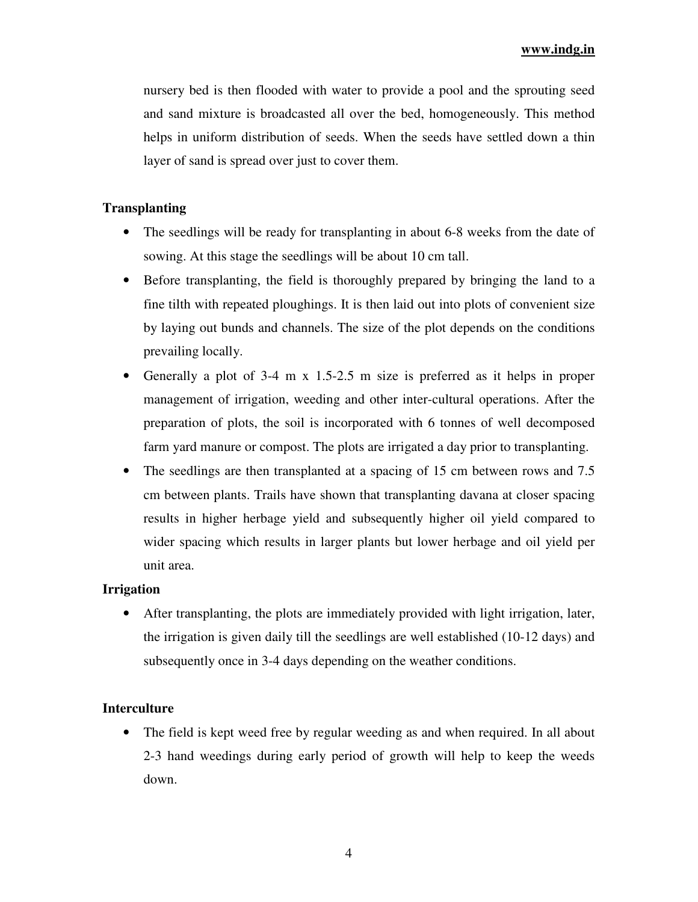nursery bed is then flooded with water to provide a pool and the sprouting seed and sand mixture is broadcasted all over the bed, homogeneously. This method helps in uniform distribution of seeds. When the seeds have settled down a thin layer of sand is spread over just to cover them.

**Transplanting**

- The seedlings will be ready for transplanting in about 6-8 weeks from the date of sowing. At this stage the seedlings will be about 10 cm tall.
- Before transplanting, the field is thoroughly prepared by bringing the land to a fine tilth with repeated ploughings. It is then laid out into plots of convenient size by laying out bunds and channels. The size of the plot depends on the conditions prevailing locally.
- Generally a plot of 3-4 m x 1.5-2.5 m size is preferred as it helps in proper management of irrigation, weeding and other inter-cultural operations. After the preparation of plots, the soil is incorporated with 6 tonnes of well decomposed farm yard manure or compost. The plots are irrigated a day prior to transplanting.
- The seedlings are then transplanted at a spacing of 15 cm between rows and 7.5 cm between plants. Trails have shown that transplanting davana at closer spacing results in higher herbage yield and subsequently higher oil yield compared to wider spacing which results in larger plants but lower herbage and oil yield per unit area.

**Irrigation**

- After transplanting, the plots are immediately provided with light irrigation, later, the irrigation is given daily till the seedlings are well established (10-12 days) and subsequently once in 3-4 days depending on the weather conditions.

**Interculture**

- The field is kept weed free by regular weeding as and when required. In all about 2-3 hand weedings during early period of growth will help to keep the weeds down.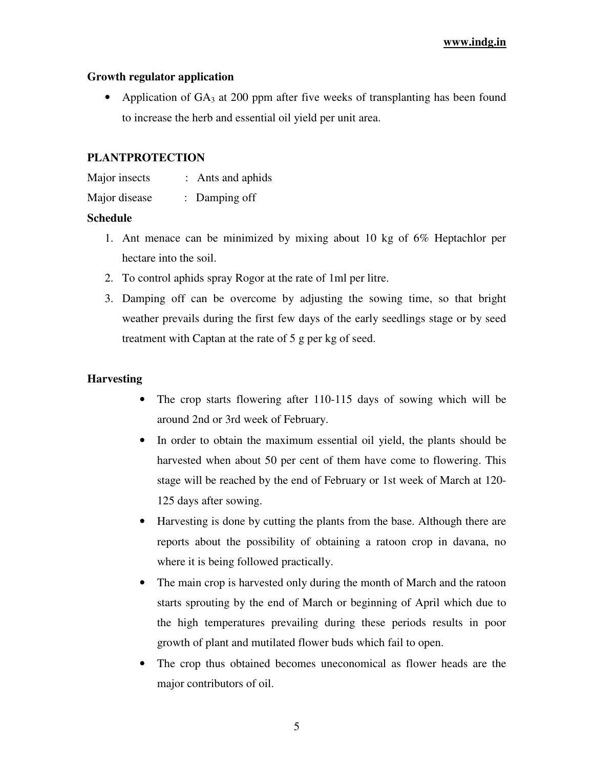**Growth regulator application**

- Application of $GA_3$ at 200 ppm after five weeks of transplanting has been found to increase the herb and essential oil yield per unit area.

**PLANTPROTECTION**

Major insects : Ants and aphids

Major disease : Damping off

**Schedule**

1. Ant menace can be minimized by mixing about 10 kg of 6% Heptachlor per hectare into the soil.
2. To control aphids spray Rogor at the rate of 1ml per litre.
3. Damping off can be overcome by adjusting the sowing time, so that bright weather prevails during the first few days of the early seedlings stage or by seed treatment with Captan at the rate of 5 g per kg of seed.

**Harvesting**

- The crop starts flowering after 110-115 days of sowing which will be around 2nd or 3rd week of February.
- In order to obtain the maximum essential oil yield, the plants should be harvested when about 50 per cent of them have come to flowering. This stage will be reached by the end of February or 1st week of March at 120-125 days after sowing.
- Harvesting is done by cutting the plants from the base. Although there are reports about the possibility of obtaining a ratoon crop in davana, no where it is being followed practically.
- The main crop is harvested only during the month of March and the ratoon starts sprouting by the end of March or beginning of April which due to the high temperatures prevailing during these periods results in poor growth of plant and mutilated flower buds which fail to open.
- The crop thus obtained becomes uneconomical as flower heads are the major contributors of oil.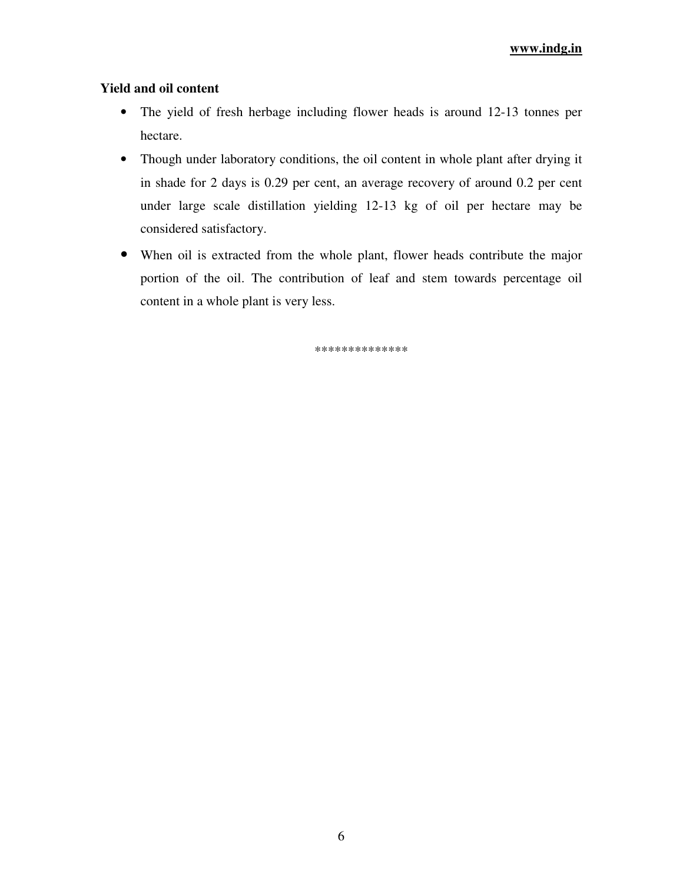**Yield and oil content**

- The yield of fresh herbage including flower heads is around 12-13 tonnes per hectare.
- Though under laboratory conditions, the oil content in whole plant after drying it in shade for 2 days is 0.29 per cent, an average recovery of around 0.2 per cent under large scale distillation yielding 12-13 kg of oil per hectare may be considered satisfactory.
- When oil is extracted from the whole plant, flower heads contribute the major portion of the oil. The contribution of leaf and stem towards percentage oil content in a whole plant is very less.

**************